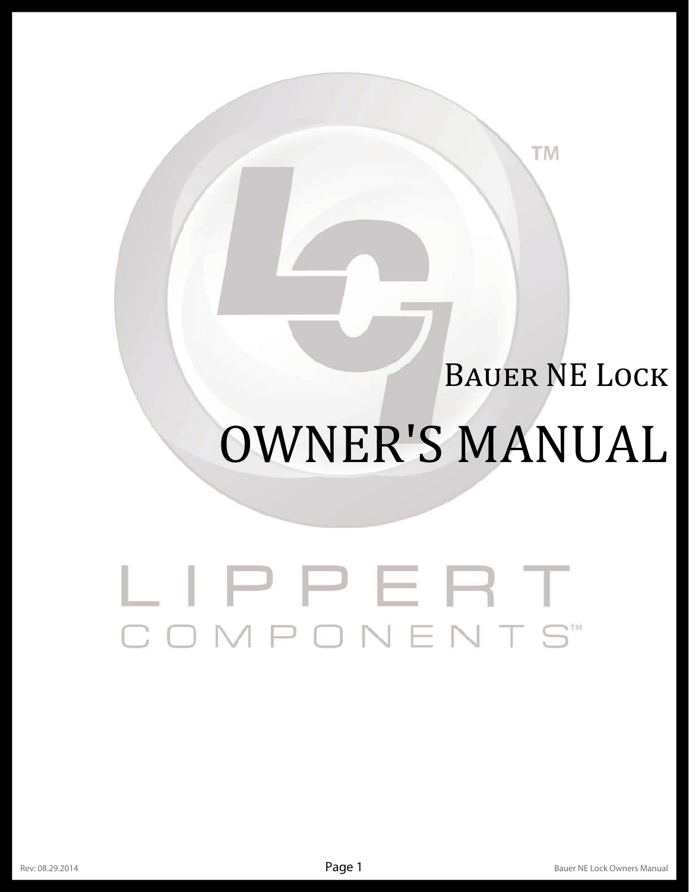# Bauer NE Lock

# OWNER'S MANUAL

LIPPERT COMPONENTS™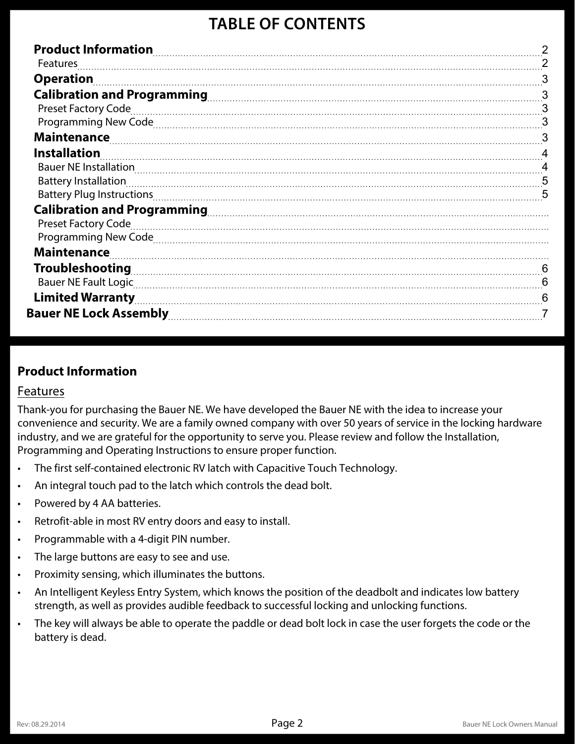# TABLE OF CONTENTS

| Section | Page |
|---|---|
| **Product Information** | 2 |
| Features | 2 |
| **Operation** | 3 |
| **Calibration and Programming** | 3 |
| Preset Factory Code | 3 |
| Programming New Code | 3 |
| **Maintenance** | 3 |
| **Installation** | 4 |
| Bauer NE Installation | 4 |
| Battery Installation | 5 |
| Battery Plug Instructions | 5 |
| **Calibration and Programming** | |
| Preset Factory Code | |
| Programming New Code | |
| **Maintenance** | |
| **Troubleshooting** | 6 |
| Bauer NE Fault Logic | 6 |
| **Limited Warranty** | 6 |
| **Bauer NE Lock Assembly** | 7 |

## Product Information

### Features

Thank-you for purchasing the Bauer NE. We have developed the Bauer NE with the idea to increase your convenience and security. We are a family owned company with over 50 years of service in the locking hardware industry, and we are grateful for the opportunity to serve you. Please review and follow the Installation, Programming and Operating Instructions to ensure proper function.

- The first self-contained electronic RV latch with Capacitive Touch Technology.
- An integral touch pad to the latch which controls the dead bolt.
- Powered by 4 AA batteries.
- Retrofit-able in most RV entry doors and easy to install.
- Programmable with a 4-digit PIN number.
- The large buttons are easy to see and use.
- Proximity sensing, which illuminates the buttons.
- An Intelligent Keyless Entry System, which knows the position of the deadbolt and indicates low battery strength, as well as provides audible feedback to successful locking and unlocking functions.
- The key will always be able to operate the paddle or dead bolt lock in case the user forgets the code or the battery is dead.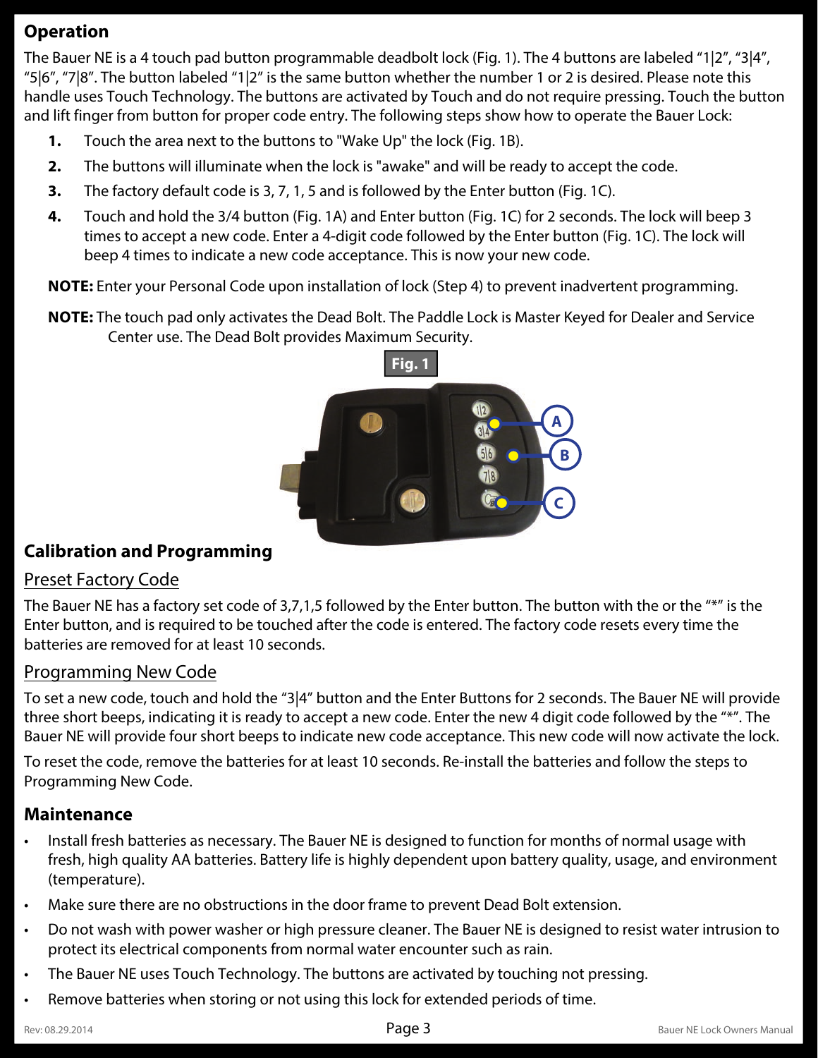## Operation

The Bauer NE is a 4 touch pad button programmable deadbolt lock (Fig. 1). The 4 buttons are labeled "1|2", "3|4", "5|6", "7|8". The button labeled "1|2" is the same button whether the number 1 or 2 is desired. Please note this handle uses Touch Technology. The buttons are activated by Touch and do not require pressing. Touch the button and lift finger from button for proper code entry. The following steps show how to operate the Bauer Lock:

1. Touch the area next to the buttons to "Wake Up" the lock (Fig. 1B).
2. The buttons will illuminate when the lock is "awake" and will be ready to accept the code.
3. The factory default code is 3, 7, 1, 5 and is followed by the Enter button (Fig. 1C).
4. Touch and hold the 3/4 button (Fig. 1A) and Enter button (Fig. 1C) for 2 seconds. The lock will beep 3 times to accept a new code. Enter a 4-digit code followed by the Enter button (Fig. 1C). The lock will beep 4 times to indicate a new code acceptance. This is now your new code.

**NOTE:** Enter your Personal Code upon installation of lock (Step 4) to prevent inadvertent programming.

**NOTE:** The touch pad only activates the Dead Bolt. The Paddle Lock is Master Keyed for Dealer and Service Center use. The Dead Bolt provides Maximum Security.

**Fig. 1**

A

B

C

## Calibration and Programming

### Preset Factory Code

The Bauer NE has a factory set code of 3,7,1,5 followed by the Enter button. The button with the or the "*" is the Enter button, and is required to be touched after the code is entered. The factory code resets every time the batteries are removed for at least 10 seconds.

### Programming New Code

To set a new code, touch and hold the "3|4" button and the Enter Buttons for 2 seconds. The Bauer NE will provide three short beeps, indicating it is ready to accept a new code. Enter the new 4 digit code followed by the "*". The Bauer NE will provide four short beeps to indicate new code acceptance. This new code will now activate the lock.

To reset the code, remove the batteries for at least 10 seconds. Re-install the batteries and follow the steps to Programming New Code.

## Maintenance

- Install fresh batteries as necessary. The Bauer NE is designed to function for months of normal usage with fresh, high quality AA batteries. Battery life is highly dependent upon battery quality, usage, and environment (temperature).
- Make sure there are no obstructions in the door frame to prevent Dead Bolt extension.
- Do not wash with power washer or high pressure cleaner. The Bauer NE is designed to resist water intrusion to protect its electrical components from normal water encounter such as rain.
- The Bauer NE uses Touch Technology. The buttons are activated by touching not pressing.
- Remove batteries when storing or not using this lock for extended periods of time.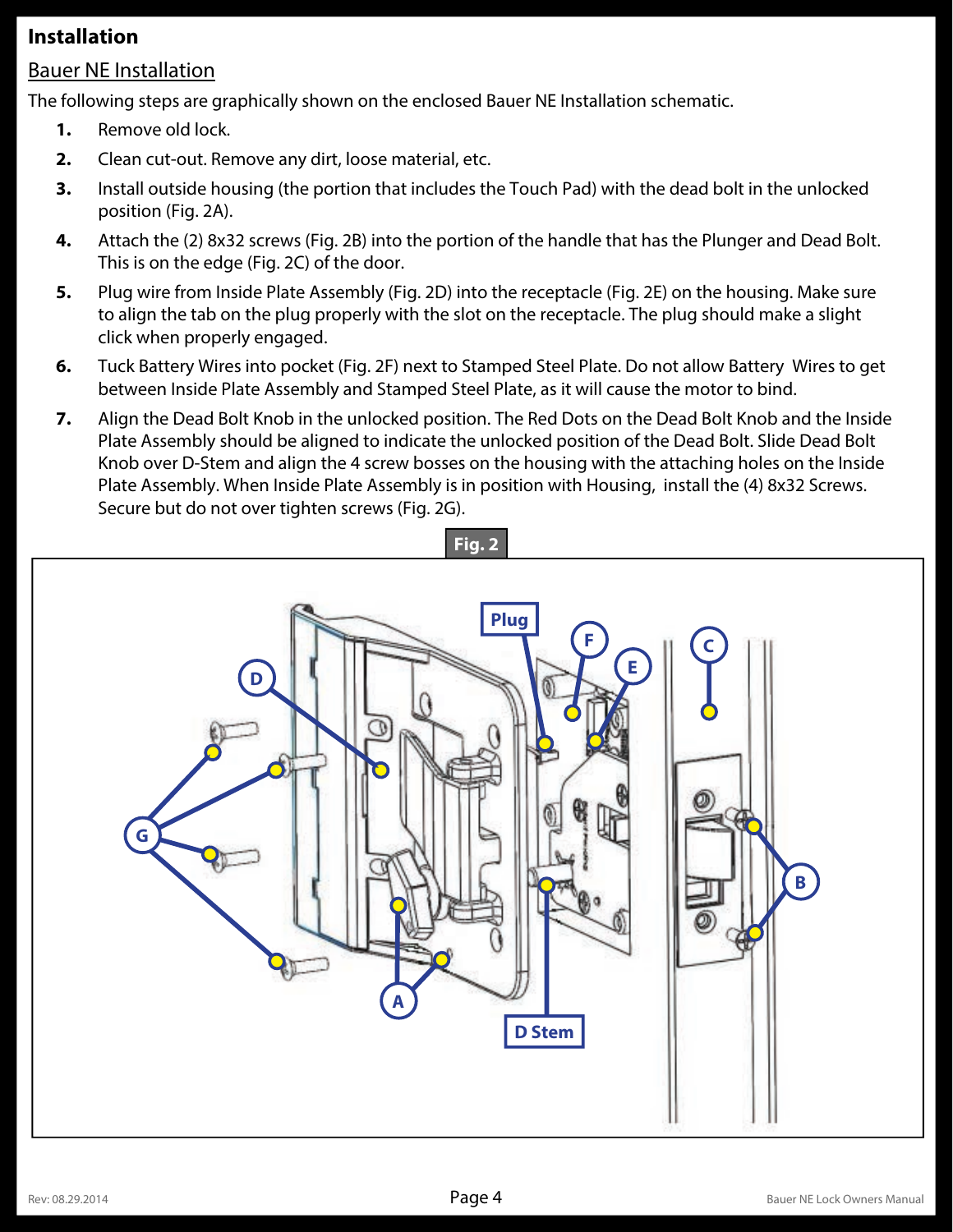# Installation

## Bauer NE Installation

The following steps are graphically shown on the enclosed Bauer NE Installation schematic.

1. Remove old lock.
2. Clean cut-out. Remove any dirt, loose material, etc.
3. Install outside housing (the portion that includes the Touch Pad) with the dead bolt in the unlocked position (Fig. 2A).
4. Attach the (2) 8x32 screws (Fig. 2B) into the portion of the handle that has the Plunger and Dead Bolt. This is on the edge (Fig. 2C) of the door.
5. Plug wire from Inside Plate Assembly (Fig. 2D) into the receptacle (Fig. 2E) on the housing. Make sure to align the tab on the plug properly with the slot on the receptacle. The plug should make a slight click when properly engaged.
6. Tuck Battery Wires into pocket (Fig. 2F) next to Stamped Steel Plate. Do not allow Battery Wires to get between Inside Plate Assembly and Stamped Steel Plate, as it will cause the motor to bind.
7. Align the Dead Bolt Knob in the unlocked position. The Red Dots on the Dead Bolt Knob and the Inside Plate Assembly should be aligned to indicate the unlocked position of the Dead Bolt. Slide Dead Bolt Knob over D-Stem and align the 4 screw bosses on the housing with the attaching holes on the Inside Plate Assembly. When Inside Plate Assembly is in position with Housing, install the (4) 8x32 Screws. Secure but do not over tighten screws (Fig. 2G).

Fig. 2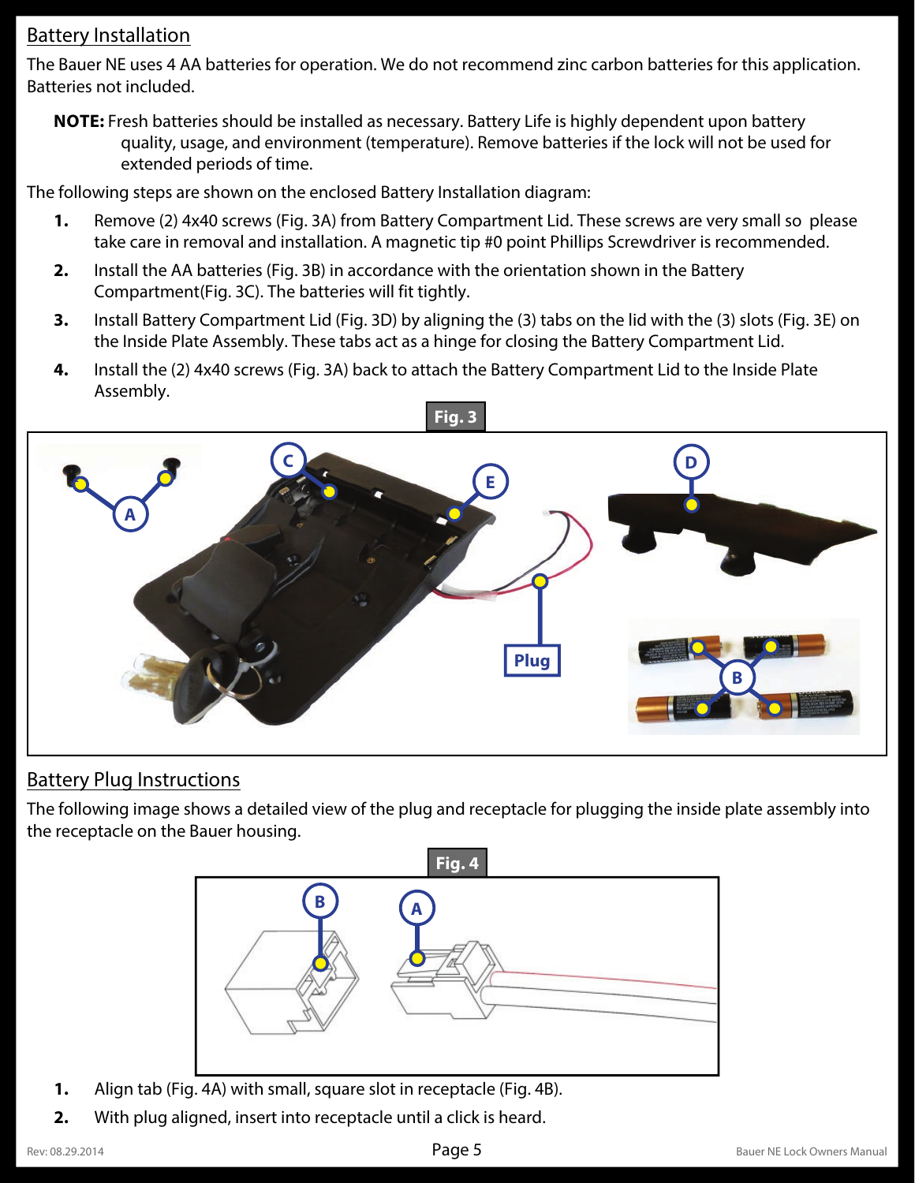## Battery Installation

The Bauer NE uses 4 AA batteries for operation. We do not recommend zinc carbon batteries for this application. Batteries not included.

**NOTE:** Fresh batteries should be installed as necessary. Battery Life is highly dependent upon battery quality, usage, and environment (temperature). Remove batteries if the lock will not be used for extended periods of time.

The following steps are shown on the enclosed Battery Installation diagram:

1. Remove (2) 4x40 screws (Fig. 3A) from Battery Compartment Lid. These screws are very small so please take care in removal and installation. A magnetic tip #0 point Phillips Screwdriver is recommended.
2. Install the AA batteries (Fig. 3B) in accordance with the orientation shown in the Battery Compartment(Fig. 3C). The batteries will fit tightly.
3. Install Battery Compartment Lid (Fig. 3D) by aligning the (3) tabs on the lid with the (3) slots (Fig. 3E) on the Inside Plate Assembly. These tabs act as a hinge for closing the Battery Compartment Lid.
4. Install the (2) 4x40 screws (Fig. 3A) back to attach the Battery Compartment Lid to the Inside Plate Assembly.

**Fig. 3**

## Battery Plug Instructions

The following image shows a detailed view of the plug and receptacle for plugging the inside plate assembly into the receptacle on the Bauer housing.

**Fig. 4**

1. Align tab (Fig. 4A) with small, square slot in receptacle (Fig. 4B).
2. With plug aligned, insert into receptacle until a click is heard.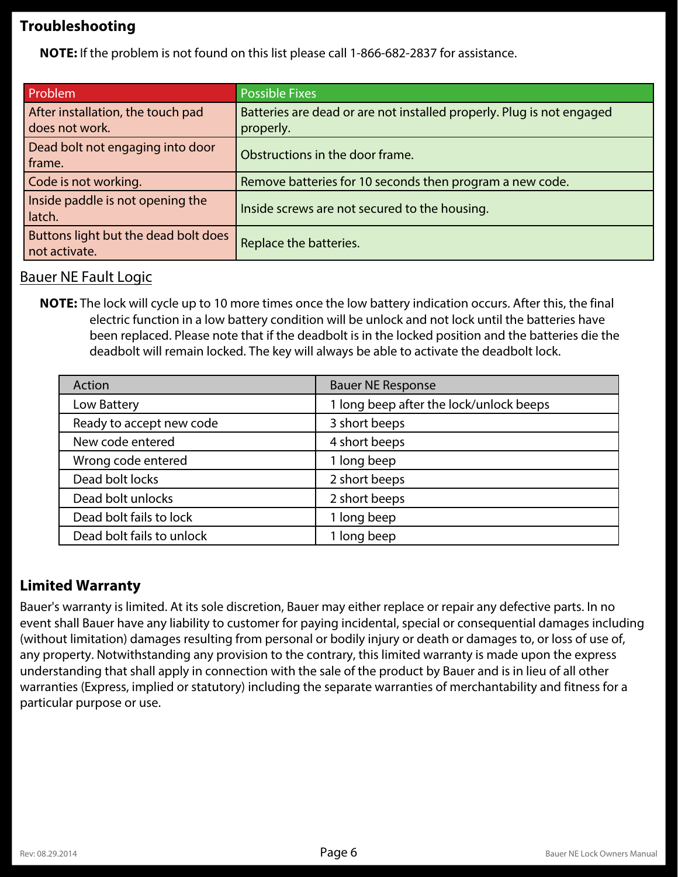## Troubleshooting

**NOTE:** If the problem is not found on this list please call 1-866-682-2837 for assistance.

| Problem | Possible Fixes |
|---|---|
| After installation, the touch pad does not work. | Batteries are dead or are not installed properly. Plug is not engaged properly. |
| Dead bolt not engaging into door frame. | Obstructions in the door frame. |
| Code is not working. | Remove batteries for 10 seconds then program a new code. |
| Inside paddle is not opening the latch. | Inside screws are not secured to the housing. |
| Buttons light but the dead bolt does not activate. | Replace the batteries. |

### Bauer NE Fault Logic

**NOTE:** The lock will cycle up to 10 more times once the low battery indication occurs. After this, the final electric function in a low battery condition will be unlock and not lock until the batteries have been replaced. Please note that if the deadbolt is in the locked position and the batteries die the deadbolt will remain locked. The key will always be able to activate the deadbolt lock.

| Action | Bauer NE Response |
|---|---|
| Low Battery | 1 long beep after the lock/unlock beeps |
| Ready to accept new code | 3 short beeps |
| New code entered | 4 short beeps |
| Wrong code entered | 1 long beep |
| Dead bolt locks | 2 short beeps |
| Dead bolt unlocks | 2 short beeps |
| Dead bolt fails to lock | 1 long beep |
| Dead bolt fails to unlock | 1 long beep |

## Limited Warranty

Bauer's warranty is limited. At its sole discretion, Bauer may either replace or repair any defective parts. In no event shall Bauer have any liability to customer for paying incidental, special or consequential damages including (without limitation) damages resulting from personal or bodily injury or death or damages to, or loss of use of, any property. Notwithstanding any provision to the contrary, this limited warranty is made upon the express understanding that shall apply in connection with the sale of the product by Bauer and is in lieu of all other warranties (Express, implied or statutory) including the separate warranties of merchantability and fitness for a particular purpose or use.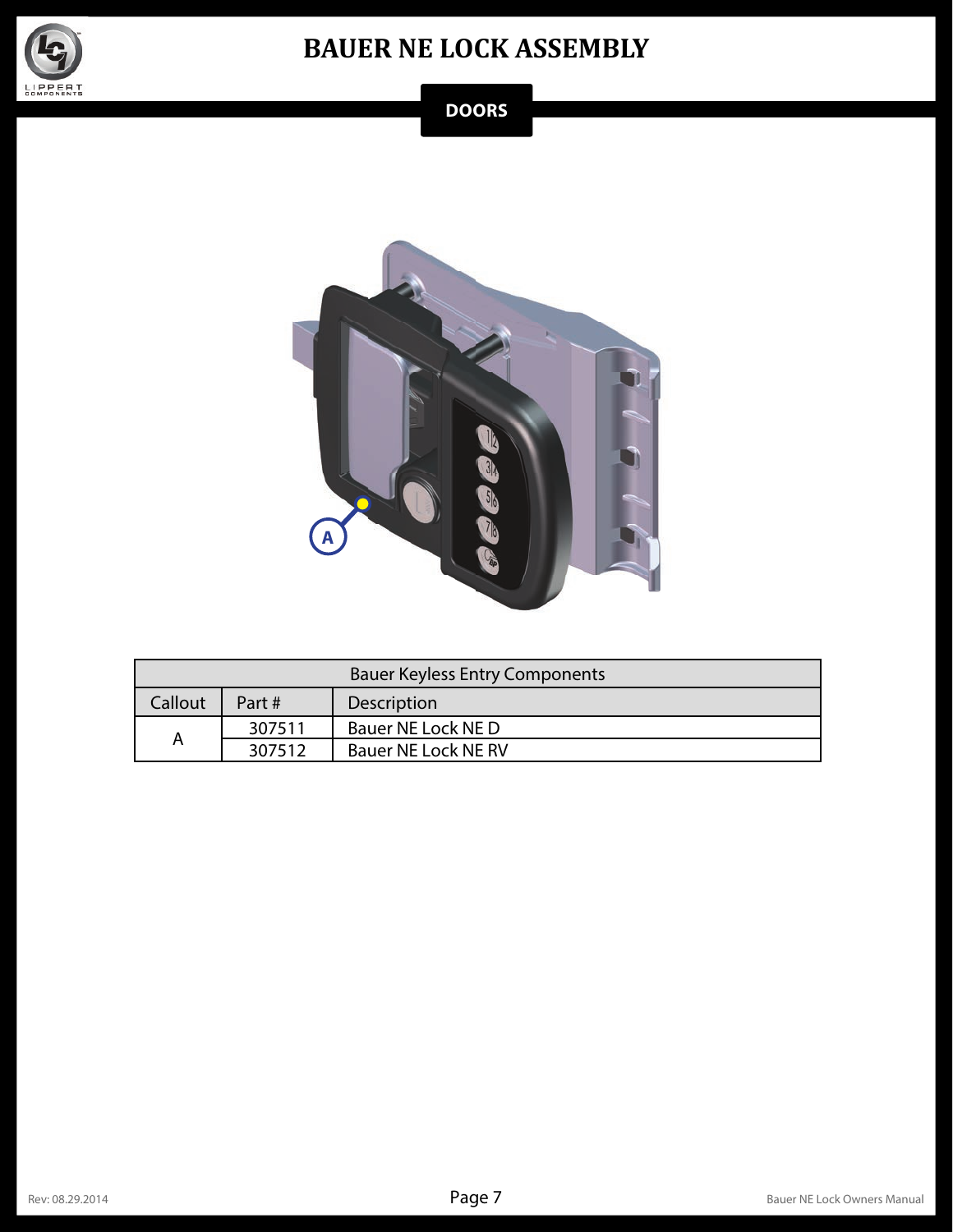# BAUER NE LOCK ASSEMBLY

## DOORS

| Bauer Keyless Entry Components | | |
|---|---|---|
| Callout | Part # | Description |
| A | 307511 | Bauer NE Lock NE D |
| | 307512 | Bauer NE Lock NE RV |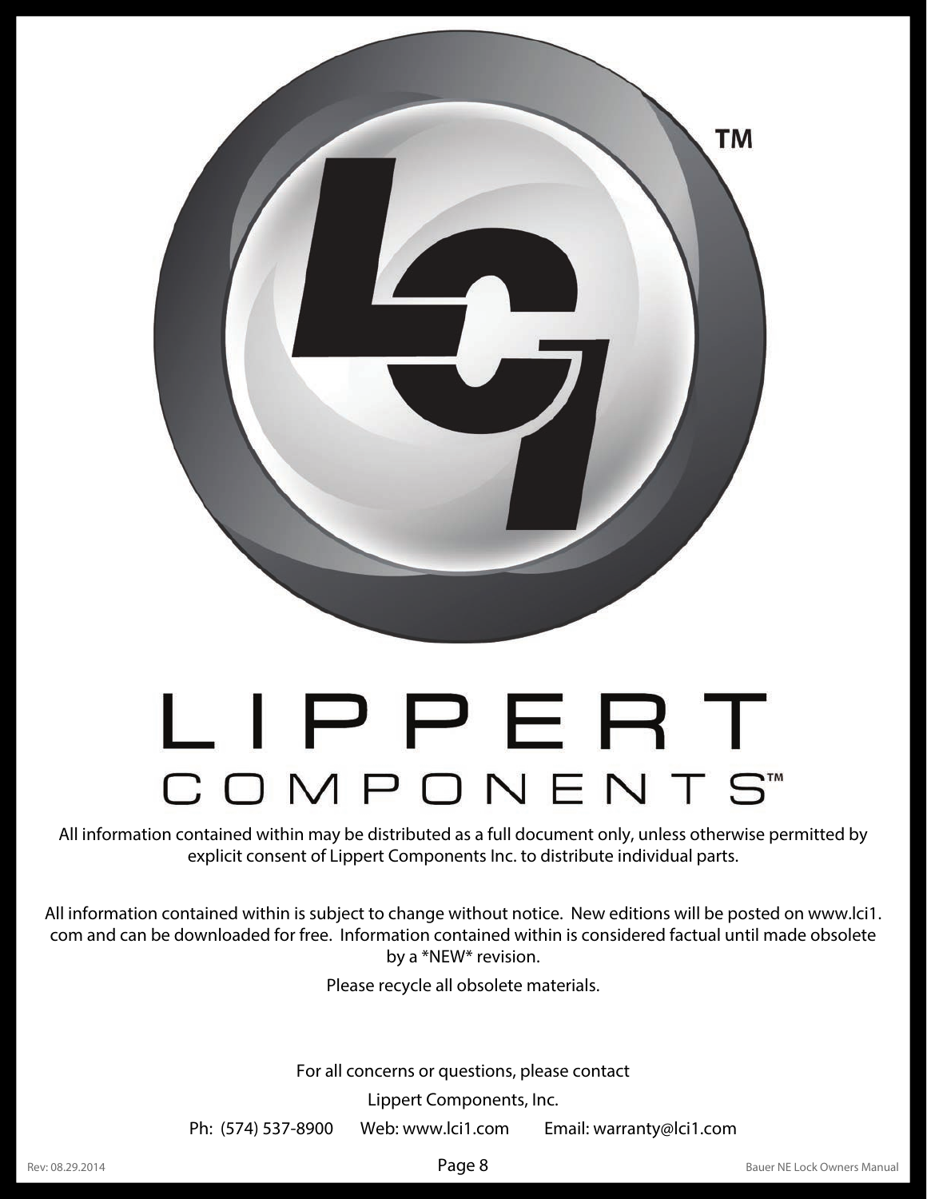# LIPPERT COMPONENTS™

All information contained within may be distributed as a full document only, unless otherwise permitted by explicit consent of Lippert Components Inc. to distribute individual parts.

All information contained within is subject to change without notice. New editions will be posted on www.lci1.com and can be downloaded for free. Information contained within is considered factual until made obsolete by a *NEW* revision.

Please recycle all obsolete materials.

For all concerns or questions, please contact

Lippert Components, Inc.

Ph: (574) 537-8900 Web: www.lci1.com Email: warranty@lci1.com